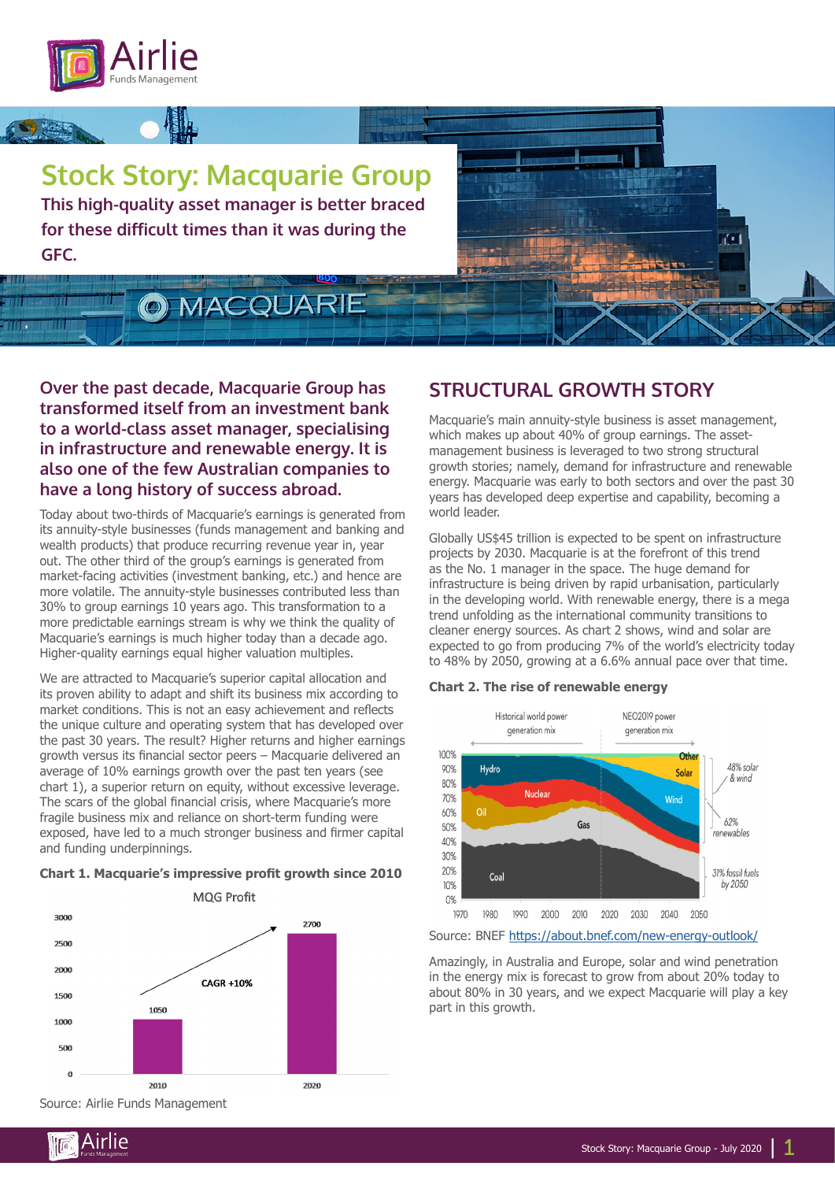# Stock Story: Macquarie Group

**This high-quality asset manager is better braced for these difficult times than it was during the GFC.**

**Over the past decade, Macquarie Group has transformed itself from an investment bank to a world-class asset manager, specialising in infrastructure and renewable energy. It is also one of the few Australian companies to have a long history of success abroad.**

Today about two-thirds of Macquarie's earnings is generated from its annuity-style businesses (funds management and banking and wealth products) that produce recurring revenue year in, year out. The other third of the group's earnings is generated from market-facing activities (investment banking, etc.) and hence are more volatile. The annuity-style businesses contributed less than 30% to group earnings 10 years ago. This transformation to a more predictable earnings stream is why we think the quality of Macquarie's earnings is much higher today than a decade ago. Higher-quality earnings equal higher valuation multiples.

We are attracted to Macquarie's superior capital allocation and its proven ability to adapt and shift its business mix according to market conditions. This is not an easy achievement and reflects the unique culture and operating system that has developed over the past 30 years. The result? Higher returns and higher earnings growth versus its financial sector peers – Macquarie delivered an average of 10% earnings growth over the past ten years (see chart 1), a superior return on equity, without excessive leverage. The scars of the global financial crisis, where Macquarie's more fragile business mix and reliance on short-term funding were exposed, have led to a much stronger business and firmer capital and funding underpinnings.

**Chart 1. Macquarie's impressive profit growth since 2010**

MQG Profit

3000
2500
2000
1500
1000
500
0

1050
2700
CAGR +10%

2010
2020

Source: Airlie Funds Management

## STRUCTURAL GROWTH STORY

Macquarie's main annuity-style business is asset management, which makes up about 40% of group earnings. The asset-management business is leveraged to two strong structural growth stories; namely, demand for infrastructure and renewable energy. Macquarie was early to both sectors and over the past 30 years has developed deep expertise and capability, becoming a world leader.

Globally US$45 trillion is expected to be spent on infrastructure projects by 2030. Macquarie is at the forefront of this trend as the No. 1 manager in the space. The huge demand for infrastructure is being driven by rapid urbanisation, particularly in the developing world. With renewable energy, there is a mega trend unfolding as the international community transitions to cleaner energy sources. As chart 2 shows, wind and solar are expected to go from producing 7% of the world's electricity today to 48% by 2050, growing at a 6.6% annual pace over that time.

**Chart 2. The rise of renewable energy**

Historical world power generation mix
NEO2019 power generation mix

100%
90%
80%
70%
60%
50%
40%
30%
20%
10%
0%

1970 1980 1990 2000 2010 2020 2030 2040 2050

Hydro
Nuclear
Oil
Gas
Coal
Other
Solar
Wind

48% solar & wind
62% renewables
31% fossil fuels by 2050

Source: BNEF https://about.bnef.com/new-energy-outlook/

Amazingly, in Australia and Europe, solar and wind penetration in the energy mix is forecast to grow from about 20% today to about 80% in 30 years, and we expect Macquarie will play a key part in this growth.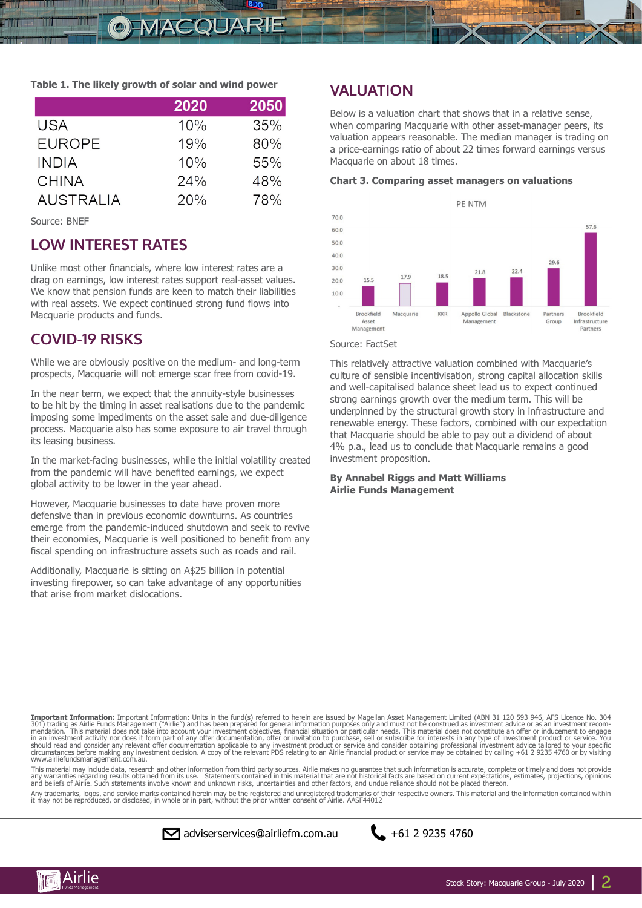**Table 1. The likely growth of solar and wind power**

| | 2020 | 2050 |
|---|---|---|
| USA | 10% | 35% |
| EUROPE | 19% | 80% |
| INDIA | 10% | 55% |
| CHINA | 24% | 48% |
| AUSTRALIA | 20% | 78% |

Source: BNEF

## LOW INTEREST RATES

Unlike most other financials, where low interest rates are a drag on earnings, low interest rates support real-asset values. We know that pension funds are keen to match their liabilities with real assets. We expect continued strong fund flows into Macquarie products and funds.

## COVID-19 RISKS

While we are obviously positive on the medium- and long-term prospects, Macquarie will not emerge scar free from covid-19.

In the near term, we expect that the annuity-style businesses to be hit by the timing in asset realisations due to the pandemic imposing some impediments on the asset sale and due-diligence process. Macquarie also has some exposure to air travel through its leasing business.

In the market-facing businesses, while the initial volatility created from the pandemic will have benefited earnings, we expect global activity to be lower in the year ahead.

However, Macquarie businesses to date have proven more defensive than in previous economic downturns. As countries emerge from the pandemic-induced shutdown and seek to revive their economies, Macquarie is well positioned to benefit from any fiscal spending on infrastructure assets such as roads and rail.

Additionally, Macquarie is sitting on A$25 billion in potential investing firepower, so can take advantage of any opportunities that arise from market dislocations.

## VALUATION

Below is a valuation chart that shows that in a relative sense, when comparing Macquarie with other asset-manager peers, its valuation appears reasonable. The median manager is trading on a price-earnings ratio of about 22 times forward earnings versus Macquarie on about 18 times.

**Chart 3. Comparing asset managers on valuations**

PE NTM

70.0
60.0
50.0
40.0
30.0
20.0
10.0
-

15.5 Brookfield Asset Management
17.9 Macquarie
18.5 KKR
21.8 Apollo Global Management
22.4 Blackstone
29.6 Partners Group
57.6 Brookfield Infrastructure Partners

Source: FactSet

This relatively attractive valuation combined with Macquarie's culture of sensible incentivisation, strong capital allocation skills and well-capitalised balance sheet lead us to expect continued strong earnings growth over the medium term. This will be underpinned by the structural growth story in infrastructure and renewable energy. These factors, combined with our expectation that Macquarie should be able to pay out a dividend of about 4% p.a., lead us to conclude that Macquarie remains a good investment proposition.

**By Annabel Riggs and Matt Williams**
**Airlie Funds Management**

**Important Information:** Important Information: Units in the fund(s) referred to herein are issued by Magellan Asset Management Limited (ABN 31 120 593 946, AFS Licence No. 304 301) trading as Airlie Funds Management ("Airlie") and has been prepared for general information purposes only and must not be construed as investment advice or as an investment recommendation. This material does not take into account your investment objectives, financial situation or particular needs. This material does not constitute an offer or inducement to engage in an investment activity nor does it form part of any offer documentation, offer or invitation to purchase, sell or subscribe for interests in any type of investment product or service. You should read and consider any relevant offer documentation applicable to any investment product or service and consider obtaining professional investment advice tailored to your specific circumstances before making any investment decision. A copy of the relevant PDS relating to an Airlie financial product or service may be obtained by calling +61 2 9235 4760 or by visiting www.airliefundsmanagement.com.au.

This material may include data, research and other information from third party sources. Airlie makes no guarantee that such information is accurate, complete or timely and does not provide any warranties regarding results obtained from its use. Statements contained in this material that are not historical facts are based on current expectations, estimates, projections, opinions and beliefs of Airlie. Such statements involve known and unknown risks, uncertainties and other factors, and undue reliance should not be placed thereon.

Any trademarks, logos, and service marks contained herein may be the registered and unregistered trademarks of their respective owners. This material and the information contained within it may not be reproduced, or disclosed, in whole or in part, without the prior written consent of Airlie. AASF44012

adviserservices@airliefm.com.au | +61 2 9235 4760